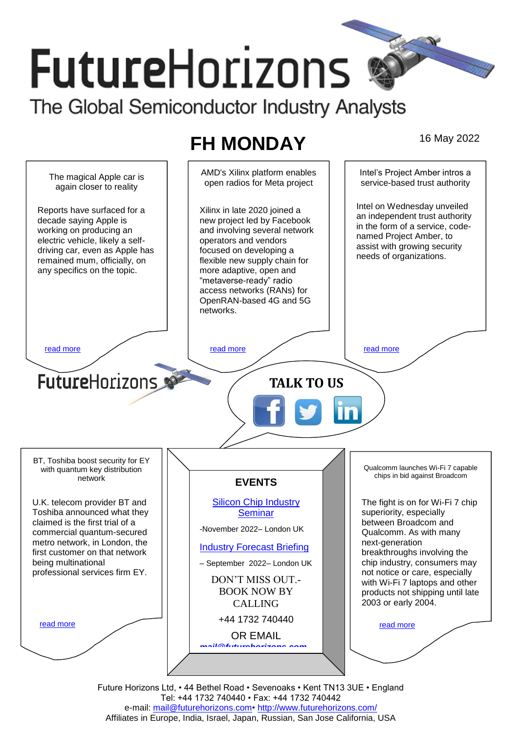# FutureHorizons

The Global Semiconductor Industry Analysts

## FH MONDAY

16 May 2022

### The magical Apple car is again closer to reality

Reports have surfaced for a decade saying Apple is working on producing an electric vehicle, likely a self-driving car, even as Apple has remained mum, officially, on any specifics on the topic.

read more

### AMD's Xilinx platform enables open radios for Meta project

Xilinx in late 2020 joined a new project led by Facebook and involving several network operators and vendors focused on developing a flexible new supply chain for more adaptive, open and "metaverse-ready" radio access networks (RANs) for OpenRAN-based 4G and 5G networks.

read more

### Intel's Project Amber intros a service-based trust authority

Intel on Wednesday unveiled an independent trust authority in the form of a service, code-named Project Amber, to assist with growing security needs of organizations.

read more

FutureHorizons

**TALK TO US**

### BT, Toshiba boost security for EY with quantum key distribution network

U.K. telecom provider BT and Toshiba announced what they claimed is the first trial of a commercial quantum-secured metro network, in London, the first customer on that network being multinational professional services firm EY.

read more

### EVENTS

Silicon Chip Industry Seminar

-November 2022– London UK

Industry Forecast Briefing

– September 2022– London UK

DON'T MISS OUT.- BOOK NOW BY CALLING

+44 1732 740440

OR EMAIL

mail@futurehorizons.com

### Qualcomm launches Wi-Fi 7 capable chips in bid against Broadcom

The fight is on for Wi-Fi 7 chip superiority, especially between Broadcom and Qualcomm. As with many next-generation breakthroughs involving the chip industry, consumers may not notice or care, especially with Wi-Fi 7 laptops and other products not shipping until late 2003 or early 2004.

read more

Future Horizons Ltd, • 44 Bethel Road • Sevenoaks • Kent TN13 3UE • England
Tel: +44 1732 740440 • Fax: +44 1732 740442
e-mail: mail@futurehorizons.com• http://www.futurehorizons.com/
Affiliates in Europe, India, Israel, Japan, Russian, San Jose California, USA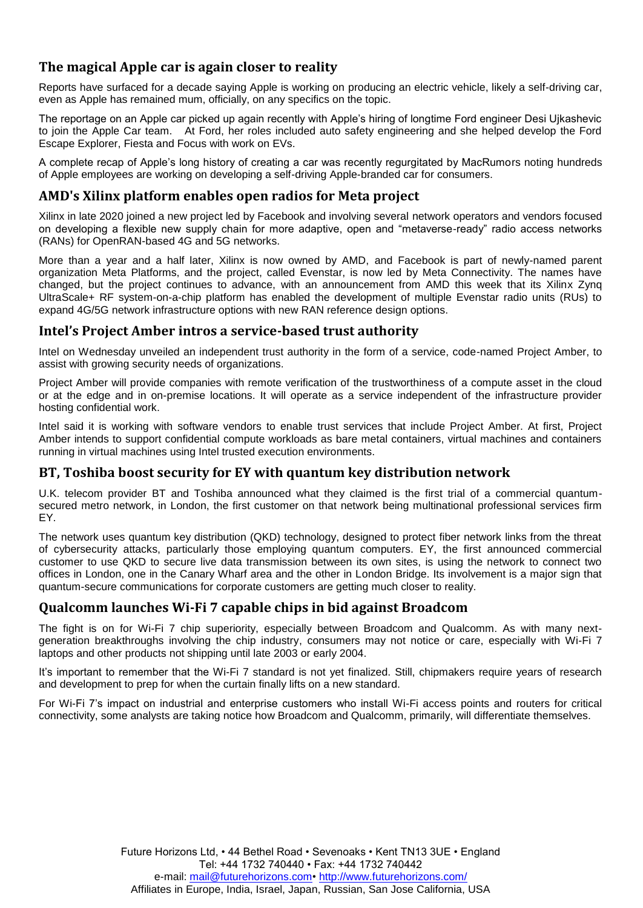## The magical Apple car is again closer to reality

Reports have surfaced for a decade saying Apple is working on producing an electric vehicle, likely a self-driving car, even as Apple has remained mum, officially, on any specifics on the topic.

The reportage on an Apple car picked up again recently with Apple's hiring of longtime Ford engineer Desi Ujkashevic to join the Apple Car team. At Ford, her roles included auto safety engineering and she helped develop the Ford Escape Explorer, Fiesta and Focus with work on EVs.

A complete recap of Apple's long history of creating a car was recently regurgitated by MacRumors noting hundreds of Apple employees are working on developing a self-driving Apple-branded car for consumers.

## AMD's Xilinx platform enables open radios for Meta project

Xilinx in late 2020 joined a new project led by Facebook and involving several network operators and vendors focused on developing a flexible new supply chain for more adaptive, open and "metaverse-ready" radio access networks (RANs) for OpenRAN-based 4G and 5G networks.

More than a year and a half later, Xilinx is now owned by AMD, and Facebook is part of newly-named parent organization Meta Platforms, and the project, called Evenstar, is now led by Meta Connectivity. The names have changed, but the project continues to advance, with an announcement from AMD this week that its Xilinx Zynq UltraScale+ RF system-on-a-chip platform has enabled the development of multiple Evenstar radio units (RUs) to expand 4G/5G network infrastructure options with new RAN reference design options.

## Intel's Project Amber intros a service-based trust authority

Intel on Wednesday unveiled an independent trust authority in the form of a service, code-named Project Amber, to assist with growing security needs of organizations.

Project Amber will provide companies with remote verification of the trustworthiness of a compute asset in the cloud or at the edge and in on-premise locations. It will operate as a service independent of the infrastructure provider hosting confidential work.

Intel said it is working with software vendors to enable trust services that include Project Amber. At first, Project Amber intends to support confidential compute workloads as bare metal containers, virtual machines and containers running in virtual machines using Intel trusted execution environments.

## BT, Toshiba boost security for EY with quantum key distribution network

U.K. telecom provider BT and Toshiba announced what they claimed is the first trial of a commercial quantum-secured metro network, in London, the first customer on that network being multinational professional services firm EY.

The network uses quantum key distribution (QKD) technology, designed to protect fiber network links from the threat of cybersecurity attacks, particularly those employing quantum computers. EY, the first announced commercial customer to use QKD to secure live data transmission between its own sites, is using the network to connect two offices in London, one in the Canary Wharf area and the other in London Bridge. Its involvement is a major sign that quantum-secure communications for corporate customers are getting much closer to reality.

## Qualcomm launches Wi-Fi 7 capable chips in bid against Broadcom

The fight is on for Wi-Fi 7 chip superiority, especially between Broadcom and Qualcomm. As with many next-generation breakthroughs involving the chip industry, consumers may not notice or care, especially with Wi-Fi 7 laptops and other products not shipping until late 2003 or early 2004.

It's important to remember that the Wi-Fi 7 standard is not yet finalized. Still, chipmakers require years of research and development to prep for when the curtain finally lifts on a new standard.

For Wi-Fi 7's impact on industrial and enterprise customers who install Wi-Fi access points and routers for critical connectivity, some analysts are taking notice how Broadcom and Qualcomm, primarily, will differentiate themselves.

Future Horizons Ltd, • 44 Bethel Road • Sevenoaks • Kent TN13 3UE • England
Tel: +44 1732 740440 • Fax: +44 1732 740442
e-mail: mail@futurehorizons.com• http://www.futurehorizons.com/
Affiliates in Europe, India, Israel, Japan, Russian, San Jose California, USA